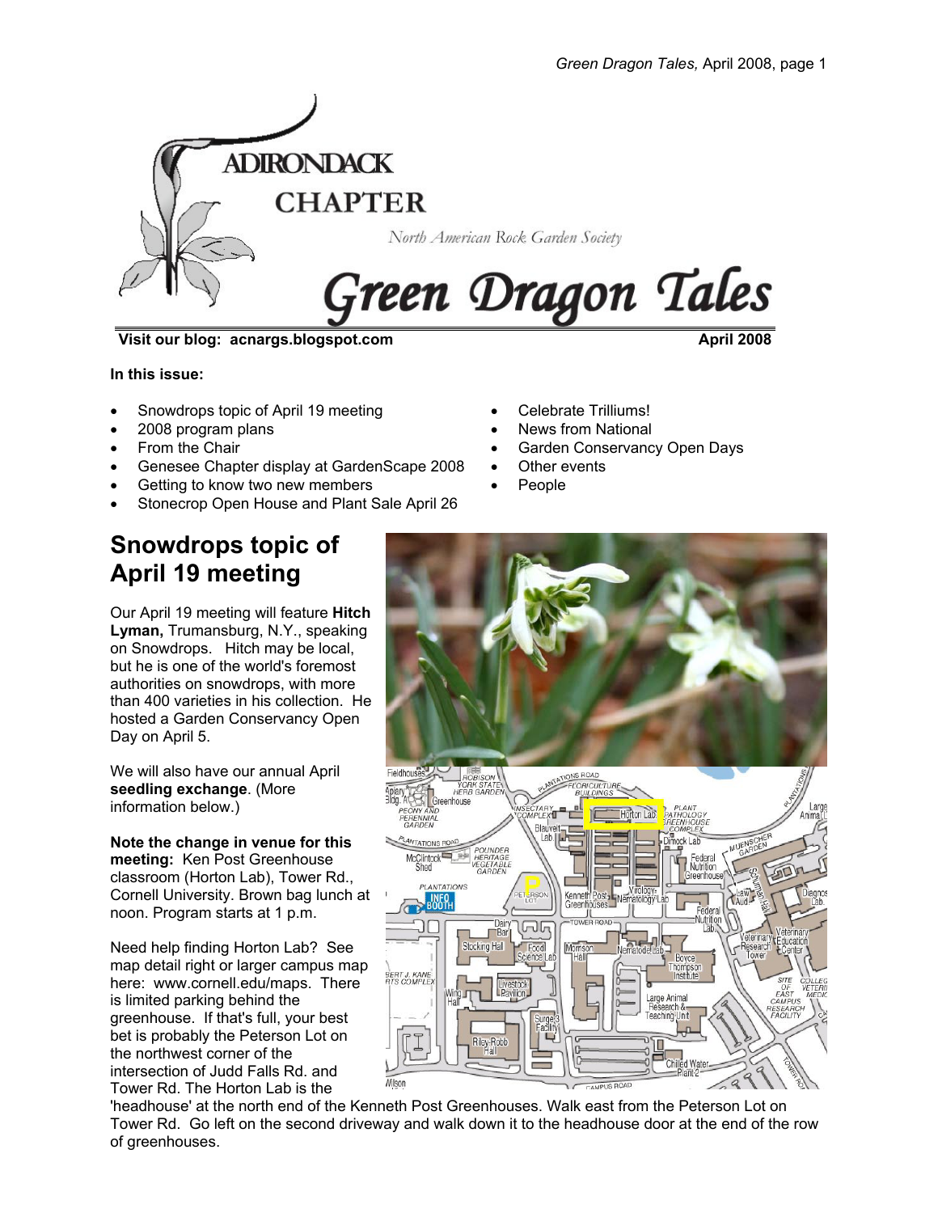# ADIRONDACK CHAPTER

North American Rock Garden Society

# Green Dragon Tales

**Visit our blog: acnargs.blogspot.com** **April 2008**

**In this issue:**

- Snowdrops topic of April 19 meeting
- 2008 program plans
- From the Chair
- Genesee Chapter display at GardenScape 2008
- Getting to know two new members
- Stonecrop Open House and Plant Sale April 26
- Celebrate Trilliums!
- News from National
- Garden Conservancy Open Days
- Other events
- People

## Snowdrops topic of April 19 meeting

Our April 19 meeting will feature **Hitch Lyman,** Trumansburg, N.Y., speaking on Snowdrops. Hitch may be local, but he is one of the world's foremost authorities on snowdrops, with more than 400 varieties in his collection. He hosted a Garden Conservancy Open Day on April 5.

We will also have our annual April **seedling exchange**. (More information below.)

**Note the change in venue for this meeting:** Ken Post Greenhouse classroom (Horton Lab), Tower Rd., Cornell University. Brown bag lunch at noon. Program starts at 1 p.m.

Need help finding Horton Lab? See map detail right or larger campus map here: www.cornell.edu/maps. There is limited parking behind the greenhouse. If that's full, your best bet is probably the Peterson Lot on the northwest corner of the intersection of Judd Falls Rd. and Tower Rd. The Horton Lab is the 'headhouse' at the north end of the Kenneth Post Greenhouses. Walk east from the Peterson Lot on Tower Rd. Go left on the second driveway and walk down it to the headhouse door at the end of the row of greenhouses.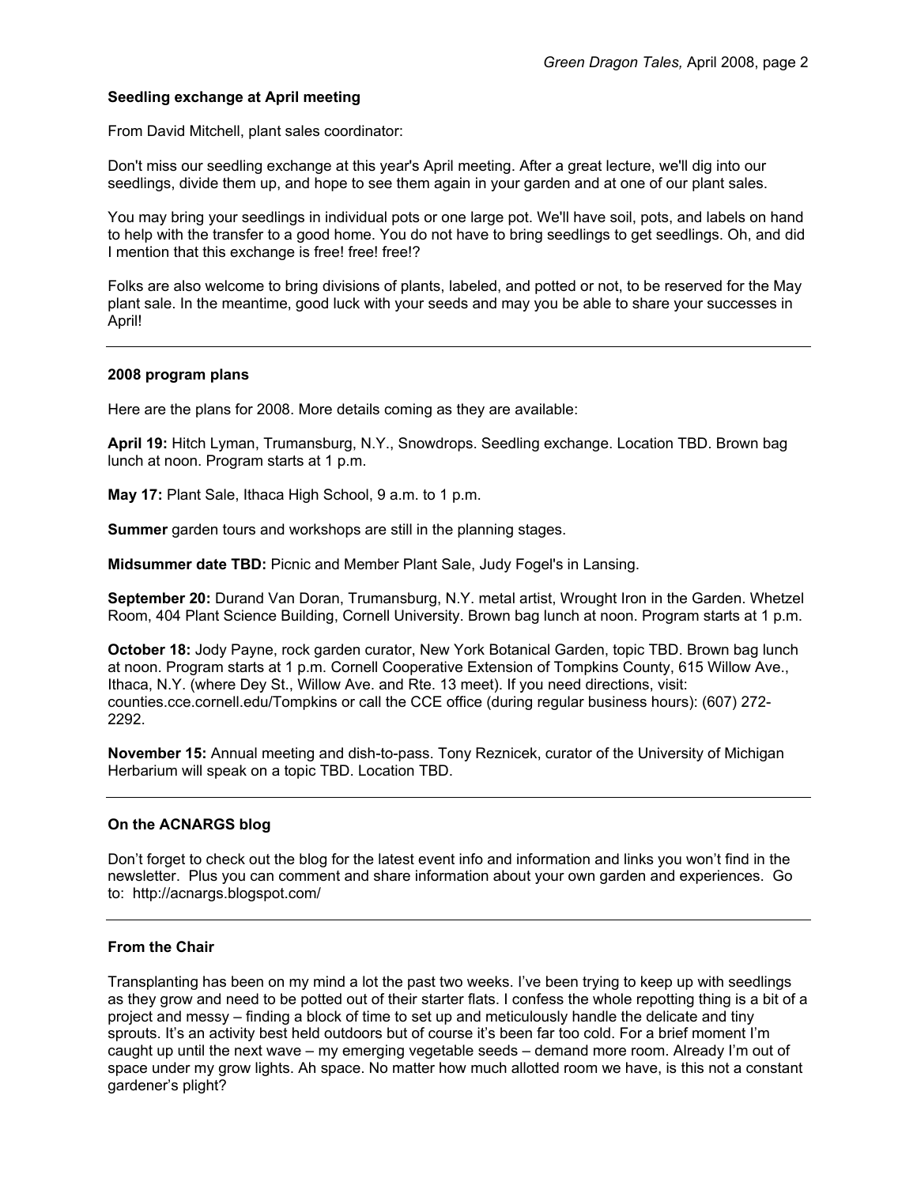### Seedling exchange at April meeting

From David Mitchell, plant sales coordinator:

Don't miss our seedling exchange at this year's April meeting. After a great lecture, we'll dig into our seedlings, divide them up, and hope to see them again in your garden and at one of our plant sales.

You may bring your seedlings in individual pots or one large pot. We'll have soil, pots, and labels on hand to help with the transfer to a good home. You do not have to bring seedlings to get seedlings. Oh, and did I mention that this exchange is free! free! free!?

Folks are also welcome to bring divisions of plants, labeled, and potted or not, to be reserved for the May plant sale. In the meantime, good luck with your seeds and may you be able to share your successes in April!

---

### 2008 program plans

Here are the plans for 2008. More details coming as they are available:

**April 19:** Hitch Lyman, Trumansburg, N.Y., Snowdrops. Seedling exchange. Location TBD. Brown bag lunch at noon. Program starts at 1 p.m.

**May 17:** Plant Sale, Ithaca High School, 9 a.m. to 1 p.m.

**Summer** garden tours and workshops are still in the planning stages.

**Midsummer date TBD:** Picnic and Member Plant Sale, Judy Fogel's in Lansing.

**September 20:** Durand Van Doran, Trumansburg, N.Y. metal artist, Wrought Iron in the Garden. Whetzel Room, 404 Plant Science Building, Cornell University. Brown bag lunch at noon. Program starts at 1 p.m.

**October 18:** Jody Payne, rock garden curator, New York Botanical Garden, topic TBD. Brown bag lunch at noon. Program starts at 1 p.m. Cornell Cooperative Extension of Tompkins County, 615 Willow Ave., Ithaca, N.Y. (where Dey St., Willow Ave. and Rte. 13 meet). If you need directions, visit: counties.cce.cornell.edu/Tompkins or call the CCE office (during regular business hours): (607) 272-2292.

**November 15:** Annual meeting and dish-to-pass. Tony Reznicek, curator of the University of Michigan Herbarium will speak on a topic TBD. Location TBD.

---

### On the ACNARGS blog

Don't forget to check out the blog for the latest event info and information and links you won't find in the newsletter. Plus you can comment and share information about your own garden and experiences. Go to: http://acnargs.blogspot.com/

---

### From the Chair

Transplanting has been on my mind a lot the past two weeks. I've been trying to keep up with seedlings as they grow and need to be potted out of their starter flats. I confess the whole repotting thing is a bit of a project and messy – finding a block of time to set up and meticulously handle the delicate and tiny sprouts. It's an activity best held outdoors but of course it's been far too cold. For a brief moment I'm caught up until the next wave – my emerging vegetable seeds – demand more room. Already I'm out of space under my grow lights. Ah space. No matter how much allotted room we have, is this not a constant gardener's plight?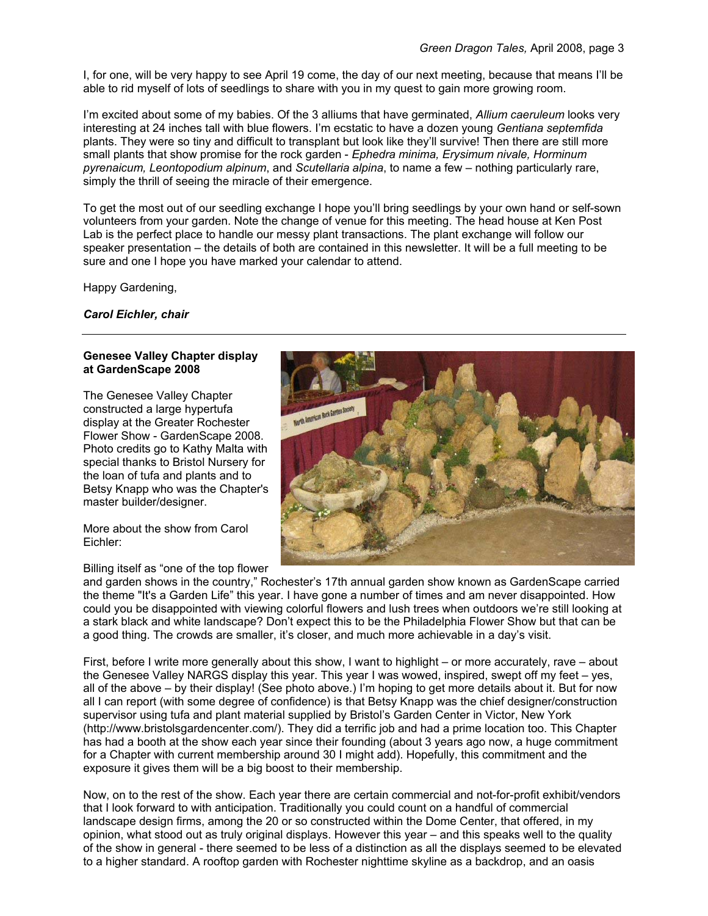I, for one, will be very happy to see April 19 come, the day of our next meeting, because that means I'll be able to rid myself of lots of seedlings to share with you in my quest to gain more growing room.

I'm excited about some of my babies. Of the 3 alliums that have germinated, *Allium caeruleum* looks very interesting at 24 inches tall with blue flowers. I'm ecstatic to have a dozen young *Gentiana septemfida* plants. They were so tiny and difficult to transplant but look like they'll survive! Then there are still more small plants that show promise for the rock garden - *Ephedra minima, Erysimum nivale, Horminum pyrenaicum, Leontopodium alpinum*, and *Scutellaria alpina*, to name a few – nothing particularly rare, simply the thrill of seeing the miracle of their emergence.

To get the most out of our seedling exchange I hope you'll bring seedlings by your own hand or self-sown volunteers from your garden. Note the change of venue for this meeting. The head house at Ken Post Lab is the perfect place to handle our messy plant transactions. The plant exchange will follow our speaker presentation – the details of both are contained in this newsletter. It will be a full meeting to be sure and one I hope you have marked your calendar to attend.

Happy Gardening,

***Carol Eichler, chair***

---

**Genesee Valley Chapter display at GardenScape 2008**

The Genesee Valley Chapter constructed a large hypertufa display at the Greater Rochester Flower Show - GardenScape 2008. Photo credits go to Kathy Malta with special thanks to Bristol Nursery for the loan of tufa and plants and to Betsy Knapp who was the Chapter's master builder/designer.

More about the show from Carol Eichler:

Billing itself as "one of the top flower and garden shows in the country," Rochester's 17th annual garden show known as GardenScape carried the theme "It's a Garden Life" this year. I have gone a number of times and am never disappointed. How could you be disappointed with viewing colorful flowers and lush trees when outdoors we're still looking at a stark black and white landscape? Don't expect this to be the Philadelphia Flower Show but that can be a good thing. The crowds are smaller, it's closer, and much more achievable in a day's visit.

First, before I write more generally about this show, I want to highlight – or more accurately, rave – about the Genesee Valley NARGS display this year. This year I was wowed, inspired, swept off my feet – yes, all of the above – by their display! (See photo above.) I'm hoping to get more details about it. But for now all I can report (with some degree of confidence) is that Betsy Knapp was the chief designer/construction supervisor using tufa and plant material supplied by Bristol's Garden Center in Victor, New York (http://www.bristolsgardencenter.com/). They did a terrific job and had a prime location too. This Chapter has had a booth at the show each year since their founding (about 3 years ago now, a huge commitment for a Chapter with current membership around 30 I might add). Hopefully, this commitment and the exposure it gives them will be a big boost to their membership.

Now, on to the rest of the show. Each year there are certain commercial and not-for-profit exhibit/vendors that I look forward to with anticipation. Traditionally you could count on a handful of commercial landscape design firms, among the 20 or so constructed within the Dome Center, that offered, in my opinion, what stood out as truly original displays. However this year – and this speaks well to the quality of the show in general - there seemed to be less of a distinction as all the displays seemed to be elevated to a higher standard. A rooftop garden with Rochester nighttime skyline as a backdrop, and an oasis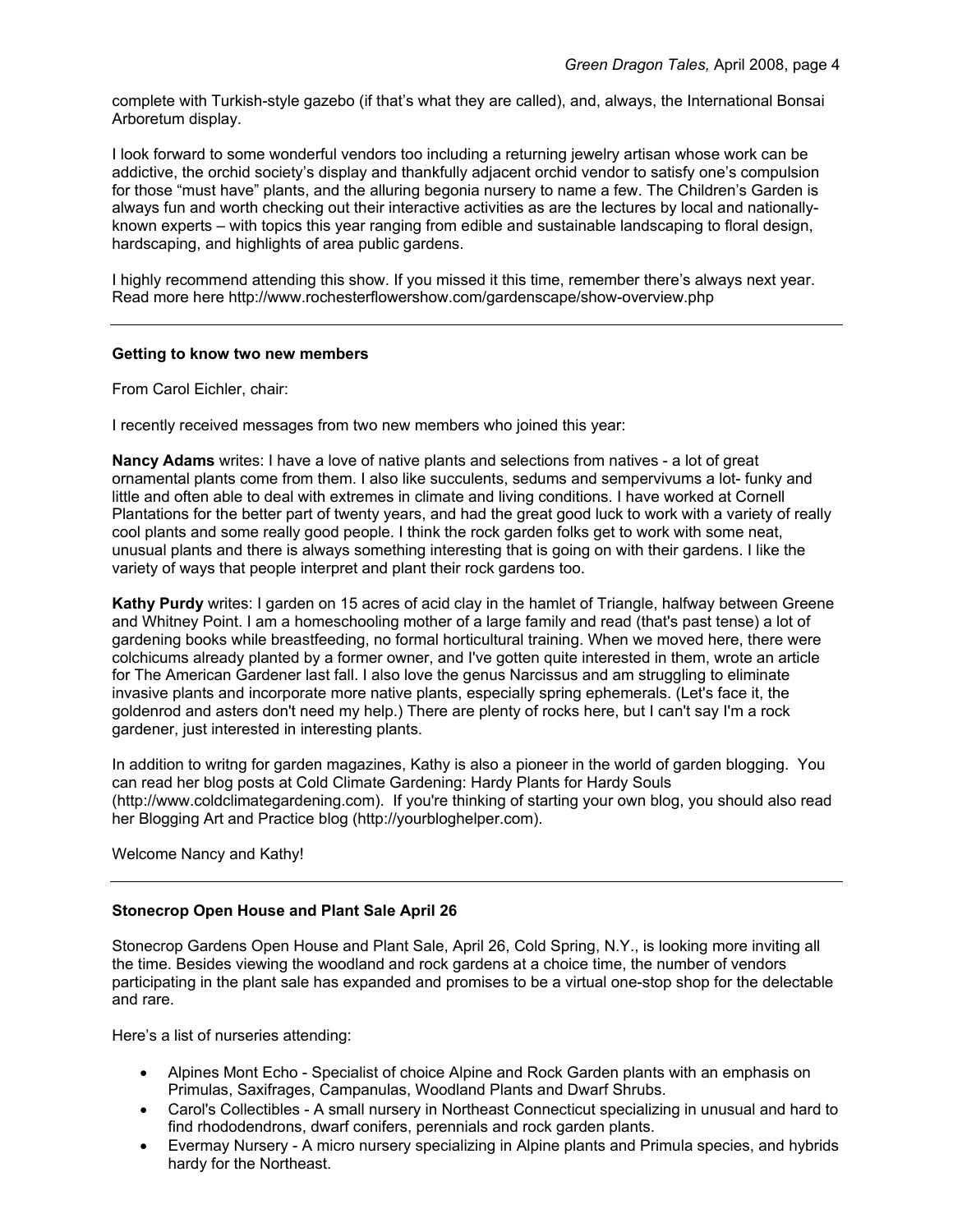complete with Turkish-style gazebo (if that's what they are called), and, always, the International Bonsai Arboretum display.

I look forward to some wonderful vendors too including a returning jewelry artisan whose work can be addictive, the orchid society's display and thankfully adjacent orchid vendor to satisfy one's compulsion for those "must have" plants, and the alluring begonia nursery to name a few. The Children's Garden is always fun and worth checking out their interactive activities as are the lectures by local and nationally-known experts – with topics this year ranging from edible and sustainable landscaping to floral design, hardscaping, and highlights of area public gardens.

I highly recommend attending this show. If you missed it this time, remember there's always next year. Read more here http://www.rochesterflowershow.com/gardenscape/show-overview.php

---

**Getting to know two new members**

From Carol Eichler, chair:

I recently received messages from two new members who joined this year:

**Nancy Adams** writes: I have a love of native plants and selections from natives - a lot of great ornamental plants come from them. I also like succulents, sedums and sempervivums a lot- funky and little and often able to deal with extremes in climate and living conditions. I have worked at Cornell Plantations for the better part of twenty years, and had the great good luck to work with a variety of really cool plants and some really good people. I think the rock garden folks get to work with some neat, unusual plants and there is always something interesting that is going on with their gardens. I like the variety of ways that people interpret and plant their rock gardens too.

**Kathy Purdy** writes: I garden on 15 acres of acid clay in the hamlet of Triangle, halfway between Greene and Whitney Point. I am a homeschooling mother of a large family and read (that's past tense) a lot of gardening books while breastfeeding, no formal horticultural training. When we moved here, there were colchicums already planted by a former owner, and I've gotten quite interested in them, wrote an article for The American Gardener last fall. I also love the genus Narcissus and am struggling to eliminate invasive plants and incorporate more native plants, especially spring ephemerals. (Let's face it, the goldenrod and asters don't need my help.) There are plenty of rocks here, but I can't say I'm a rock gardener, just interested in interesting plants.

In addition to writng for garden magazines, Kathy is also a pioneer in the world of garden blogging. You can read her blog posts at Cold Climate Gardening: Hardy Plants for Hardy Souls (http://www.coldclimategardening.com). If you're thinking of starting your own blog, you should also read her Blogging Art and Practice blog (http://yourbloghelper.com).

Welcome Nancy and Kathy!

---

**Stonecrop Open House and Plant Sale April 26**

Stonecrop Gardens Open House and Plant Sale, April 26, Cold Spring, N.Y., is looking more inviting all the time. Besides viewing the woodland and rock gardens at a choice time, the number of vendors participating in the plant sale has expanded and promises to be a virtual one-stop shop for the delectable and rare.

Here's a list of nurseries attending:

- Alpines Mont Echo - Specialist of choice Alpine and Rock Garden plants with an emphasis on Primulas, Saxifrages, Campanulas, Woodland Plants and Dwarf Shrubs.
- Carol's Collectibles - A small nursery in Northeast Connecticut specializing in unusual and hard to find rhododendrons, dwarf conifers, perennials and rock garden plants.
- Evermay Nursery - A micro nursery specializing in Alpine plants and Primula species, and hybrids hardy for the Northeast.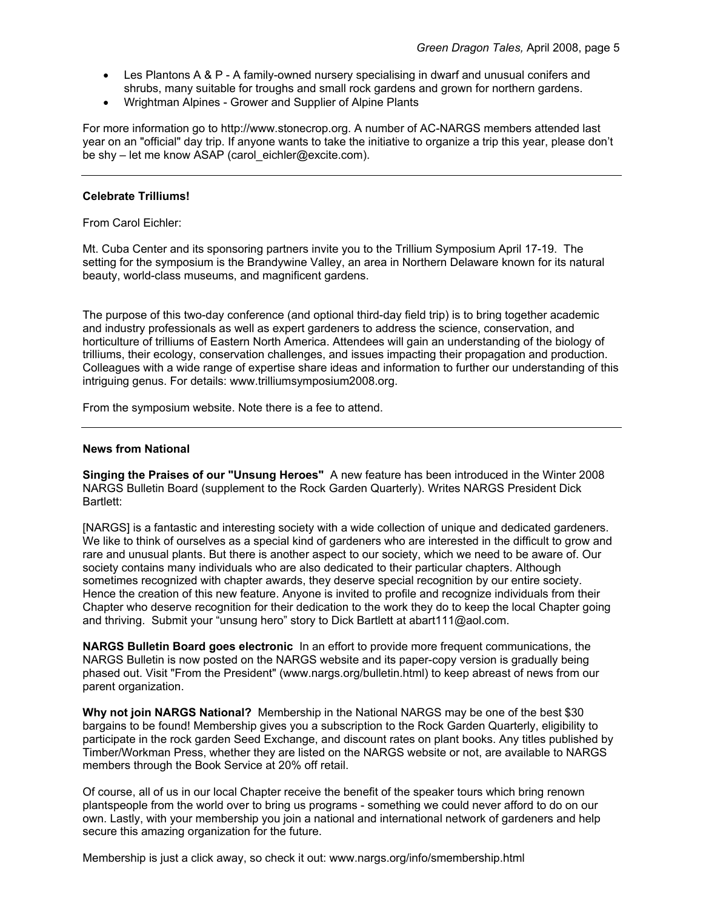- Les Plantons A & P - A family-owned nursery specialising in dwarf and unusual conifers and shrubs, many suitable for troughs and small rock gardens and grown for northern gardens.
- Wrightman Alpines - Grower and Supplier of Alpine Plants

For more information go to http://www.stonecrop.org. A number of AC-NARGS members attended last year on an "official" day trip. If anyone wants to take the initiative to organize a trip this year, please don't be shy – let me know ASAP (carol_eichler@excite.com).

---

**Celebrate Trilliums!**

From Carol Eichler:

Mt. Cuba Center and its sponsoring partners invite you to the Trillium Symposium April 17-19. The setting for the symposium is the Brandywine Valley, an area in Northern Delaware known for its natural beauty, world-class museums, and magnificent gardens.

The purpose of this two-day conference (and optional third-day field trip) is to bring together academic and industry professionals as well as expert gardeners to address the science, conservation, and horticulture of trilliums of Eastern North America. Attendees will gain an understanding of the biology of trilliums, their ecology, conservation challenges, and issues impacting their propagation and production. Colleagues with a wide range of expertise share ideas and information to further our understanding of this intriguing genus. For details: www.trilliumsymposium2008.org.

From the symposium website. Note there is a fee to attend.

---

**News from National**

**Singing the Praises of our "Unsung Heroes"** A new feature has been introduced in the Winter 2008 NARGS Bulletin Board (supplement to the Rock Garden Quarterly). Writes NARGS President Dick Bartlett:

[NARGS] is a fantastic and interesting society with a wide collection of unique and dedicated gardeners. We like to think of ourselves as a special kind of gardeners who are interested in the difficult to grow and rare and unusual plants. But there is another aspect to our society, which we need to be aware of. Our society contains many individuals who are also dedicated to their particular chapters. Although sometimes recognized with chapter awards, they deserve special recognition by our entire society. Hence the creation of this new feature. Anyone is invited to profile and recognize individuals from their Chapter who deserve recognition for their dedication to the work they do to keep the local Chapter going and thriving. Submit your "unsung hero" story to Dick Bartlett at abart111@aol.com.

**NARGS Bulletin Board goes electronic** In an effort to provide more frequent communications, the NARGS Bulletin is now posted on the NARGS website and its paper-copy version is gradually being phased out. Visit "From the President" (www.nargs.org/bulletin.html) to keep abreast of news from our parent organization.

**Why not join NARGS National?** Membership in the National NARGS may be one of the best $30 bargains to be found! Membership gives you a subscription to the Rock Garden Quarterly, eligibility to participate in the rock garden Seed Exchange, and discount rates on plant books. Any titles published by Timber/Workman Press, whether they are listed on the NARGS website or not, are available to NARGS members through the Book Service at 20% off retail.

Of course, all of us in our local Chapter receive the benefit of the speaker tours which bring renown plantspeople from the world over to bring us programs - something we could never afford to do on our own. Lastly, with your membership you join a national and international network of gardeners and help secure this amazing organization for the future.

Membership is just a click away, so check it out: www.nargs.org/info/smembership.html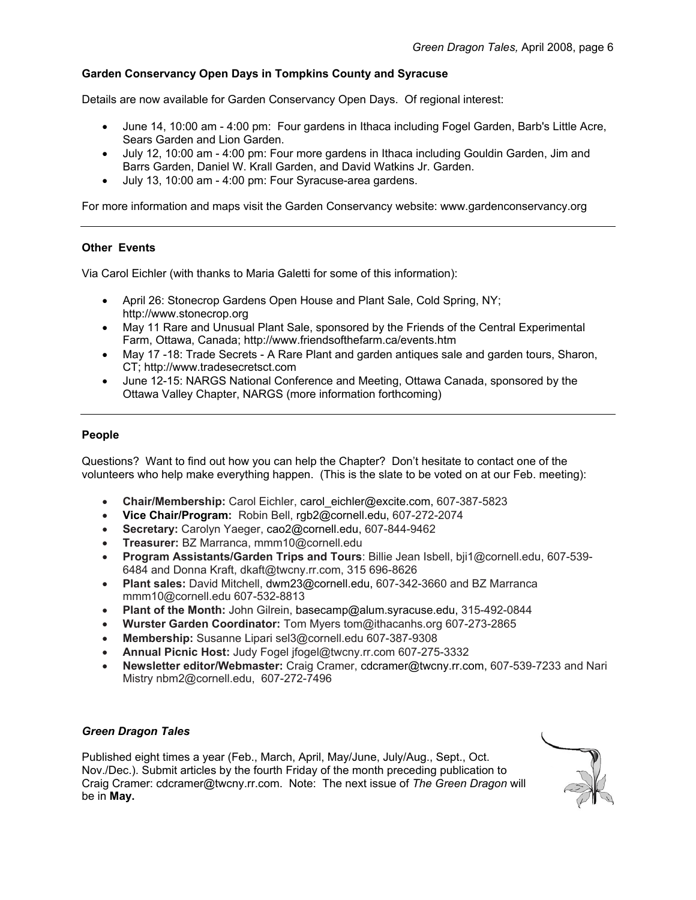### Garden Conservancy Open Days in Tompkins County and Syracuse

Details are now available for Garden Conservancy Open Days. Of regional interest:

- June 14, 10:00 am - 4:00 pm: Four gardens in Ithaca including Fogel Garden, Barb's Little Acre, Sears Garden and Lion Garden.
- July 12, 10:00 am - 4:00 pm: Four more gardens in Ithaca including Gouldin Garden, Jim and Barrs Garden, Daniel W. Krall Garden, and David Watkins Jr. Garden.
- July 13, 10:00 am - 4:00 pm: Four Syracuse-area gardens.

For more information and maps visit the Garden Conservancy website: www.gardenconservancy.org

---

### Other Events

Via Carol Eichler (with thanks to Maria Galetti for some of this information):

- April 26: Stonecrop Gardens Open House and Plant Sale, Cold Spring, NY; http://www.stonecrop.org
- May 11 Rare and Unusual Plant Sale, sponsored by the Friends of the Central Experimental Farm, Ottawa, Canada; http://www.friendsofthefarm.ca/events.htm
- May 17 -18: Trade Secrets - A Rare Plant and garden antiques sale and garden tours, Sharon, CT; http://www.tradesecretsct.com
- June 12-15: NARGS National Conference and Meeting, Ottawa Canada, sponsored by the Ottawa Valley Chapter, NARGS (more information forthcoming)

---

### People

Questions? Want to find out how you can help the Chapter? Don't hesitate to contact one of the volunteers who help make everything happen. (This is the slate to be voted on at our Feb. meeting):

- **Chair/Membership:** Carol Eichler, carol_eichler@excite.com, 607-387-5823
- **Vice Chair/Program:** Robin Bell, rgb2@cornell.edu, 607-272-2074
- **Secretary:** Carolyn Yaeger, cao2@cornell.edu, 607-844-9462
- **Treasurer:** BZ Marranca, mmm10@cornell.edu
- **Program Assistants/Garden Trips and Tours**: Billie Jean Isbell, bji1@cornell.edu, 607-539-6484 and Donna Kraft, dkaft@twcny.rr.com, 315 696-8626
- **Plant sales:** David Mitchell, dwm23@cornell.edu, 607-342-3660 and BZ Marranca mmm10@cornell.edu 607-532-8813
- **Plant of the Month:** John Gilrein, basecamp@alum.syracuse.edu, 315-492-0844
- **Wurster Garden Coordinator:** Tom Myers tom@ithacanhs.org 607-273-2865
- **Membership:** Susanne Lipari sel3@cornell.edu 607-387-9308
- **Annual Picnic Host:** Judy Fogel jfogel@twcny.rr.com 607-275-3332
- **Newsletter editor/Webmaster:** Craig Cramer, cdcramer@twcny.rr.com, 607-539-7233 and Nari Mistry nbm2@cornell.edu, 607-272-7496

### *Green Dragon Tales*

Published eight times a year (Feb., March, April, May/June, July/Aug., Sept., Oct. Nov./Dec.). Submit articles by the fourth Friday of the month preceding publication to Craig Cramer: cdcramer@twcny.rr.com. Note: The next issue of *The Green Dragon* will be in **May.**